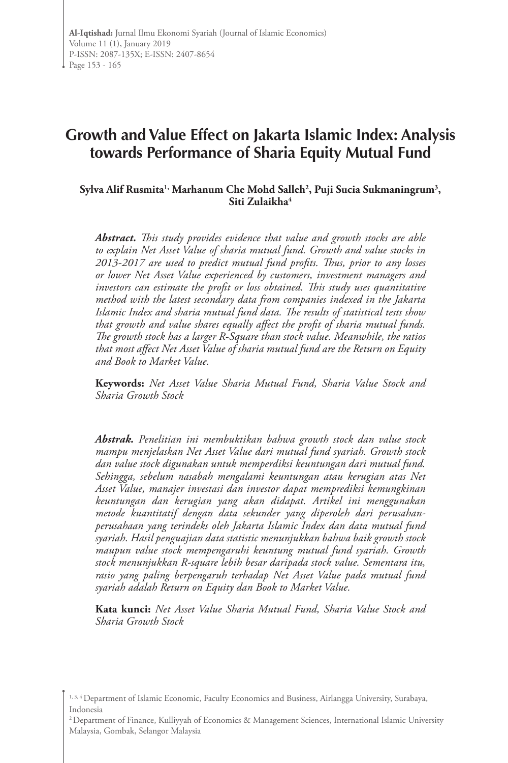# Growth and Value Effect on Jakarta Islamic Index: Analysis towards Performance of Sharia Equity Mutual Fund

**Sylva Alif Rusmita[1], Marhanum Che Mohd Salleh[2], Puji Sucia Sukmaningrum[3], Siti Zulaikha[4]**

***Abstract.*** *This study provides evidence that value and growth stocks are able to explain Net Asset Value of sharia mutual fund. Growth and value stocks in 2013-2017 are used to predict mutual fund profits. Thus, prior to any losses or lower Net Asset Value experienced by customers, investment managers and investors can estimate the profit or loss obtained. This study uses quantitative method with the latest secondary data from companies indexed in the Jakarta Islamic Index and sharia mutual fund data. The results of statistical tests show that growth and value shares equally affect the profit of sharia mutual funds. The growth stock has a larger R-Square than stock value. Meanwhile, the ratios that most affect Net Asset Value of sharia mutual fund are the Return on Equity and Book to Market Value.*

**Keywords:** *Net Asset Value Sharia Mutual Fund, Sharia Value Stock and Sharia Growth Stock*

***Abstrak.*** *Penelitian ini membuktikan bahwa growth stock dan value stock mampu menjelaskan Net Asset Value dari mutual fund syariah. Growth stock dan value stock digunakan untuk memperdiksi keuntungan dari mutual fund. Sehingga, sebelum nasabah mengalami keuntungan atau kerugian atas Net Asset Value, manajer investasi dan investor dapat memprediksi kemungkinan keuntungan dan kerugian yang akan didapat. Artikel ini menggunakan metode kuantitatif dengan data sekunder yang diperoleh dari perusahaan-perusahaan yang terindeks oleh Jakarta Islamic Index dan data mutual fund syariah. Hasil penguajian data statistic menunjukkan bahwa baik growth stock maupun value stock mempengaruhi keuntung mutual fund syariah. Growth stock menunjukkan R-square lebih besar daripada stock value. Sementara itu, rasio yang paling berpengaruh terhadap Net Asset Value pada mutual fund syariah adalah Return on Equity dan Book to Market Value.*

**Kata kunci:** *Net Asset Value Sharia Mutual Fund, Sharia Value Stock and Sharia Growth Stock*

[1, 3, 4] Department of Islamic Economic, Faculty Economics and Business, Airlangga University, Surabaya, Indonesia

[2] Department of Finance, Kulliyyah of Economics & Management Sciences, International Islamic University Malaysia, Gombak, Selangor Malaysia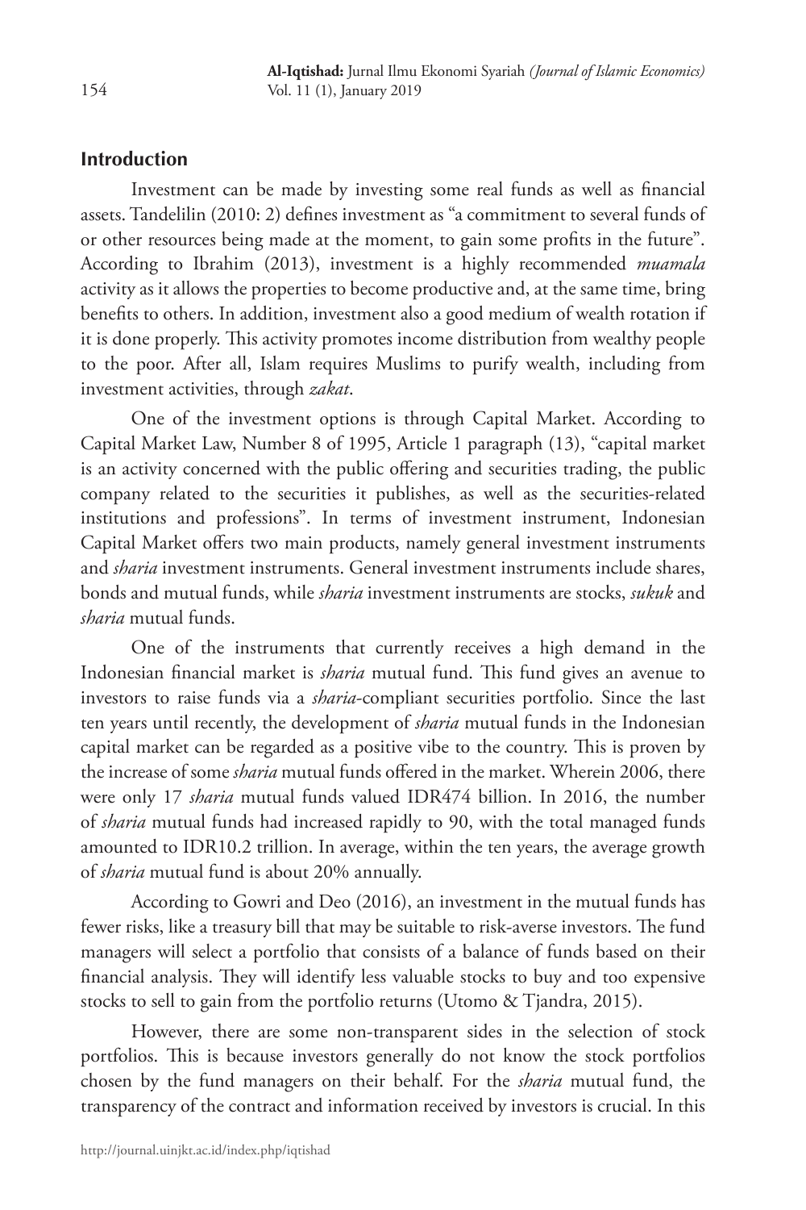## Introduction

Investment can be made by investing some real funds as well as financial assets. Tandelilin (2010: 2) defines investment as "a commitment to several funds of or other resources being made at the moment, to gain some profits in the future". According to Ibrahim (2013), investment is a highly recommended *muamala* activity as it allows the properties to become productive and, at the same time, bring benefits to others. In addition, investment also a good medium of wealth rotation if it is done properly. This activity promotes income distribution from wealthy people to the poor. After all, Islam requires Muslims to purify wealth, including from investment activities, through *zakat*.

One of the investment options is through Capital Market. According to Capital Market Law, Number 8 of 1995, Article 1 paragraph (13), "capital market is an activity concerned with the public offering and securities trading, the public company related to the securities it publishes, as well as the securities-related institutions and professions". In terms of investment instrument, Indonesian Capital Market offers two main products, namely general investment instruments and *sharia* investment instruments. General investment instruments include shares, bonds and mutual funds, while *sharia* investment instruments are stocks, *sukuk* and *sharia* mutual funds.

One of the instruments that currently receives a high demand in the Indonesian financial market is *sharia* mutual fund. This fund gives an avenue to investors to raise funds via a *sharia*-compliant securities portfolio. Since the last ten years until recently, the development of *sharia* mutual funds in the Indonesian capital market can be regarded as a positive vibe to the country. This is proven by the increase of some *sharia* mutual funds offered in the market. Wherein 2006, there were only 17 *sharia* mutual funds valued IDR474 billion. In 2016, the number of *sharia* mutual funds had increased rapidly to 90, with the total managed funds amounted to IDR10.2 trillion. In average, within the ten years, the average growth of *sharia* mutual fund is about 20% annually.

According to Gowri and Deo (2016), an investment in the mutual funds has fewer risks, like a treasury bill that may be suitable to risk-averse investors. The fund managers will select a portfolio that consists of a balance of funds based on their financial analysis. They will identify less valuable stocks to buy and too expensive stocks to sell to gain from the portfolio returns (Utomo & Tjandra, 2015).

However, there are some non-transparent sides in the selection of stock portfolios. This is because investors generally do not know the stock portfolios chosen by the fund managers on their behalf. For the *sharia* mutual fund, the transparency of the contract and information received by investors is crucial. In this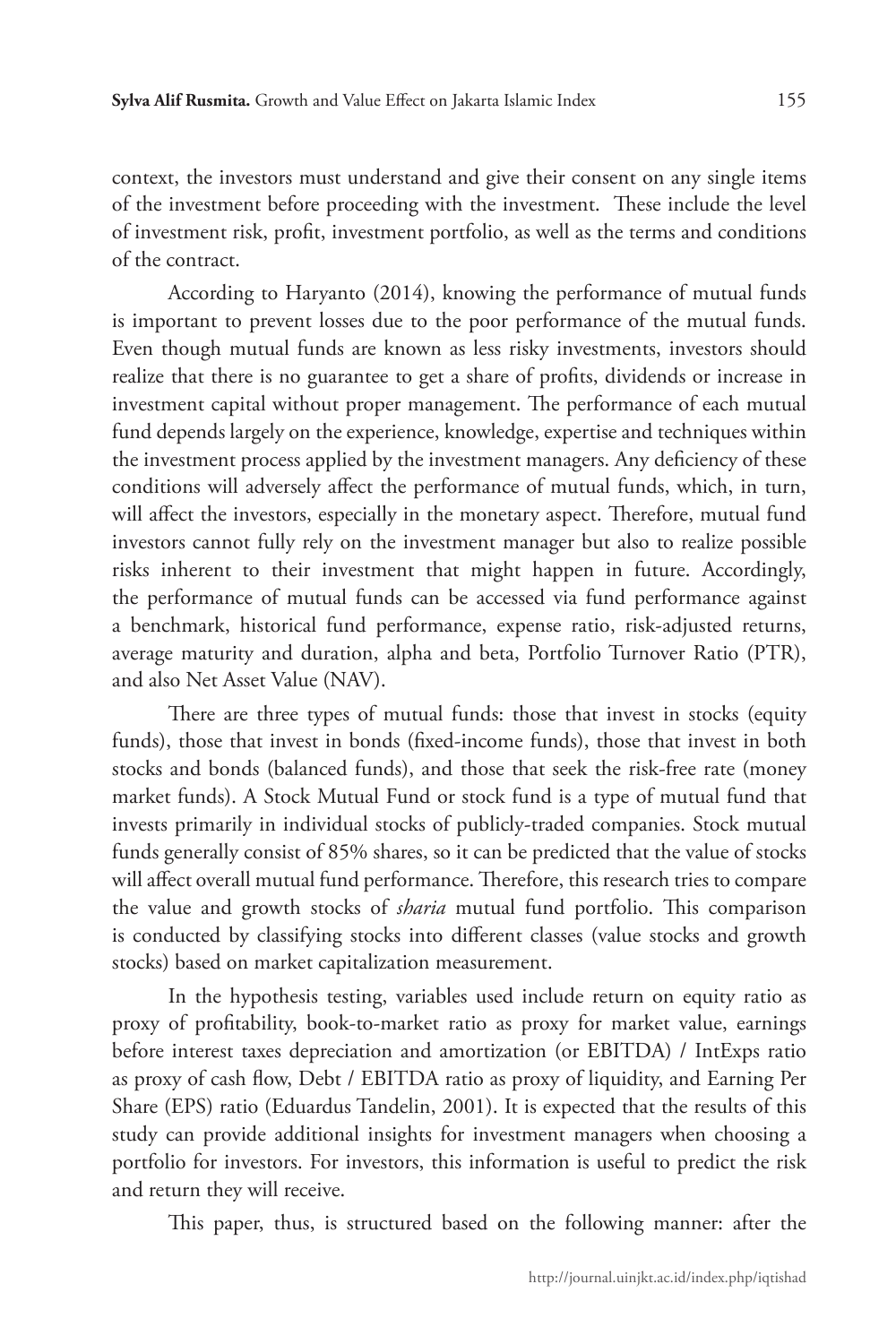context, the investors must understand and give their consent on any single items of the investment before proceeding with the investment. These include the level of investment risk, profit, investment portfolio, as well as the terms and conditions of the contract.

According to Haryanto (2014), knowing the performance of mutual funds is important to prevent losses due to the poor performance of the mutual funds. Even though mutual funds are known as less risky investments, investors should realize that there is no guarantee to get a share of profits, dividends or increase in investment capital without proper management. The performance of each mutual fund depends largely on the experience, knowledge, expertise and techniques within the investment process applied by the investment managers. Any deficiency of these conditions will adversely affect the performance of mutual funds, which, in turn, will affect the investors, especially in the monetary aspect. Therefore, mutual fund investors cannot fully rely on the investment manager but also to realize possible risks inherent to their investment that might happen in future. Accordingly, the performance of mutual funds can be accessed via fund performance against a benchmark, historical fund performance, expense ratio, risk-adjusted returns, average maturity and duration, alpha and beta, Portfolio Turnover Ratio (PTR), and also Net Asset Value (NAV).

There are three types of mutual funds: those that invest in stocks (equity funds), those that invest in bonds (fixed-income funds), those that invest in both stocks and bonds (balanced funds), and those that seek the risk-free rate (money market funds). A Stock Mutual Fund or stock fund is a type of mutual fund that invests primarily in individual stocks of publicly-traded companies. Stock mutual funds generally consist of 85% shares, so it can be predicted that the value of stocks will affect overall mutual fund performance. Therefore, this research tries to compare the value and growth stocks of *sharia* mutual fund portfolio. This comparison is conducted by classifying stocks into different classes (value stocks and growth stocks) based on market capitalization measurement.

In the hypothesis testing, variables used include return on equity ratio as proxy of profitability, book-to-market ratio as proxy for market value, earnings before interest taxes depreciation and amortization (or EBITDA) / IntExps ratio as proxy of cash flow, Debt / EBITDA ratio as proxy of liquidity, and Earning Per Share (EPS) ratio (Eduardus Tandelin, 2001). It is expected that the results of this study can provide additional insights for investment managers when choosing a portfolio for investors. For investors, this information is useful to predict the risk and return they will receive.

This paper, thus, is structured based on the following manner: after the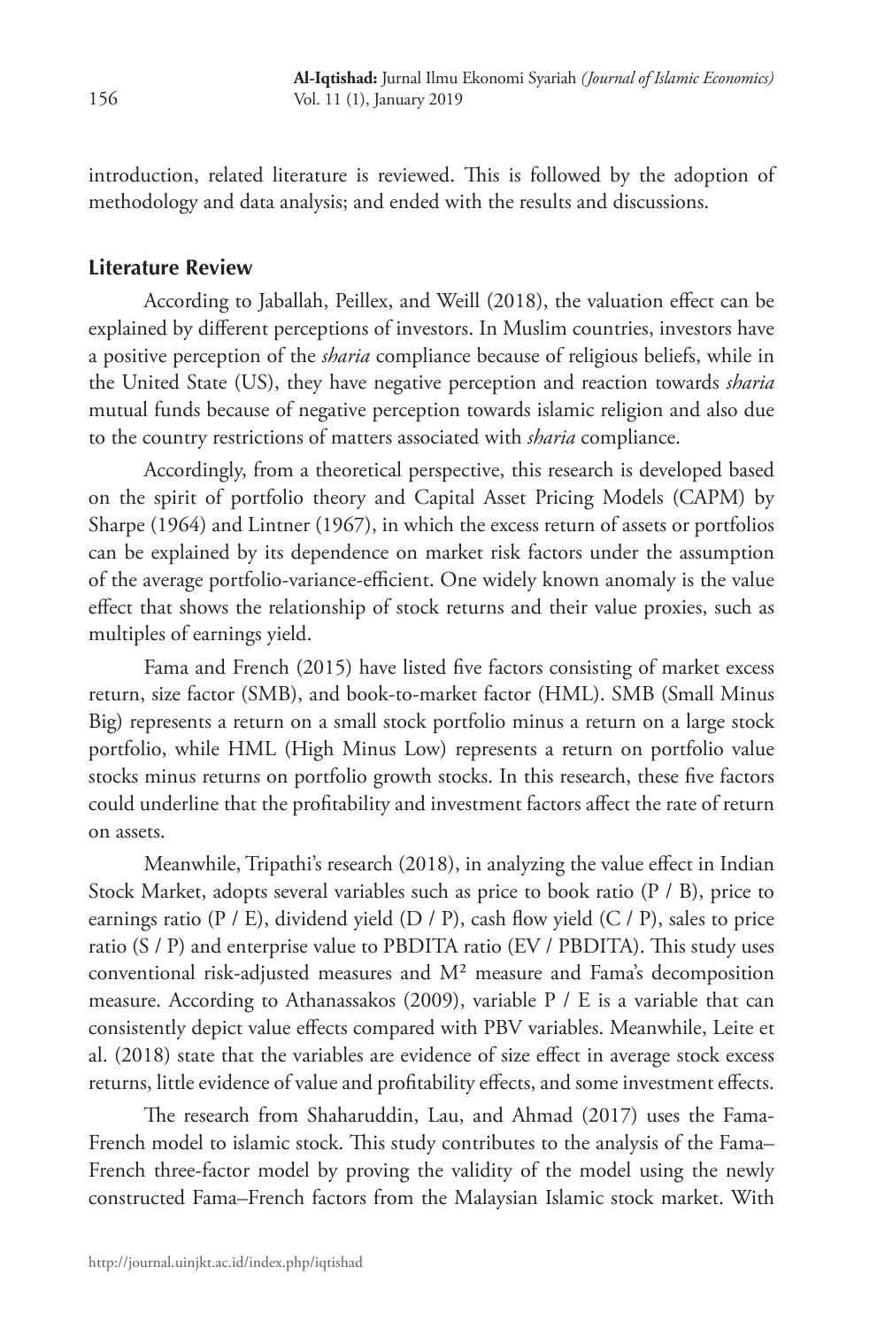introduction, related literature is reviewed. This is followed by the adoption of methodology and data analysis; and ended with the results and discussions.

## Literature Review

According to Jaballah, Peillex, and Weill (2018), the valuation effect can be explained by different perceptions of investors. In Muslim countries, investors have a positive perception of the *sharia* compliance because of religious beliefs, while in the United State (US), they have negative perception and reaction towards *sharia* mutual funds because of negative perception towards islamic religion and also due to the country restrictions of matters associated with *sharia* compliance.

Accordingly, from a theoretical perspective, this research is developed based on the spirit of portfolio theory and Capital Asset Pricing Models (CAPM) by Sharpe (1964) and Lintner (1967), in which the excess return of assets or portfolios can be explained by its dependence on market risk factors under the assumption of the average portfolio-variance-efficient. One widely known anomaly is the value effect that shows the relationship of stock returns and their value proxies, such as multiples of earnings yield.

Fama and French (2015) have listed five factors consisting of market excess return, size factor (SMB), and book-to-market factor (HML). SMB (Small Minus Big) represents a return on a small stock portfolio minus a return on a large stock portfolio, while HML (High Minus Low) represents a return on portfolio value stocks minus returns on portfolio growth stocks. In this research, these five factors could underline that the profitability and investment factors affect the rate of return on assets.

Meanwhile, Tripathi's research (2018), in analyzing the value effect in Indian Stock Market, adopts several variables such as price to book ratio (P / B), price to earnings ratio (P / E), dividend yield (D / P), cash flow yield (C / P), sales to price ratio (S / P) and enterprise value to PBDITA ratio (EV / PBDITA). This study uses conventional risk-adjusted measures and $M^2$ measure and Fama's decomposition measure. According to Athanassakos (2009), variable P / E is a variable that can consistently depict value effects compared with PBV variables. Meanwhile, Leite et al. (2018) state that the variables are evidence of size effect in average stock excess returns, little evidence of value and profitability effects, and some investment effects.

The research from Shaharuddin, Lau, and Ahmad (2017) uses the Fama-French model to islamic stock. This study contributes to the analysis of the Fama–French three-factor model by proving the validity of the model using the newly constructed Fama–French factors from the Malaysian Islamic stock market. With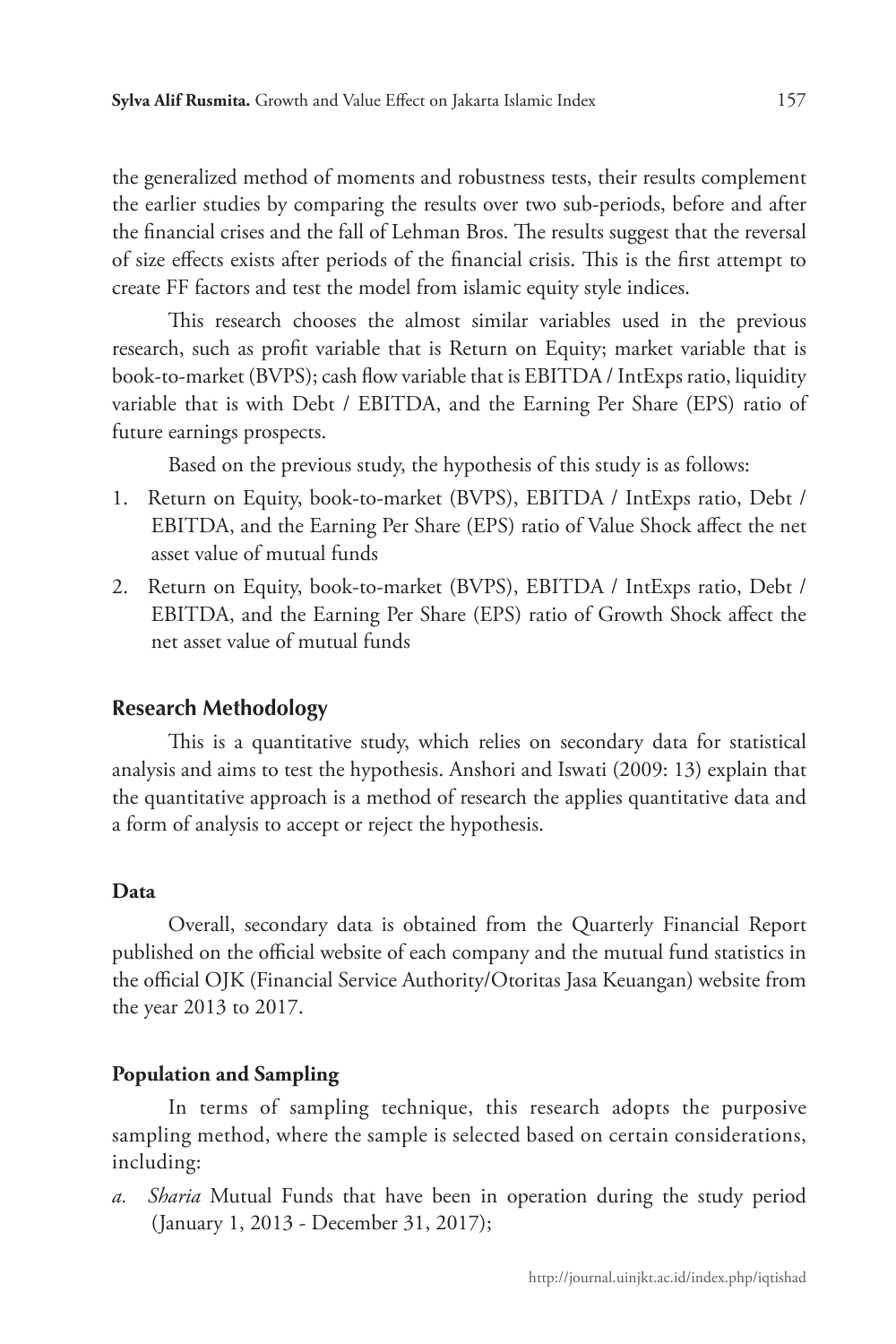the generalized method of moments and robustness tests, their results complement the earlier studies by comparing the results over two sub-periods, before and after the financial crises and the fall of Lehman Bros. The results suggest that the reversal of size effects exists after periods of the financial crisis. This is the first attempt to create FF factors and test the model from islamic equity style indices.

This research chooses the almost similar variables used in the previous research, such as profit variable that is Return on Equity; market variable that is book-to-market (BVPS); cash flow variable that is EBITDA / IntExps ratio, liquidity variable that is with Debt / EBITDA, and the Earning Per Share (EPS) ratio of future earnings prospects.

Based on the previous study, the hypothesis of this study is as follows:

1. Return on Equity, book-to-market (BVPS), EBITDA / IntExps ratio, Debt / EBITDA, and the Earning Per Share (EPS) ratio of Value Shock affect the net asset value of mutual funds
2. Return on Equity, book-to-market (BVPS), EBITDA / IntExps ratio, Debt / EBITDA, and the Earning Per Share (EPS) ratio of Growth Shock affect the net asset value of mutual funds

## Research Methodology

This is a quantitative study, which relies on secondary data for statistical analysis and aims to test the hypothesis. Anshori and Iswati (2009: 13) explain that the quantitative approach is a method of research the applies quantitative data and a form of analysis to accept or reject the hypothesis.

### Data

Overall, secondary data is obtained from the Quarterly Financial Report published on the official website of each company and the mutual fund statistics in the official OJK (Financial Service Authority/Otoritas Jasa Keuangan) website from the year 2013 to 2017.

### Population and Sampling

In terms of sampling technique, this research adopts the purposive sampling method, where the sample is selected based on certain considerations, including:

a. *Sharia* Mutual Funds that have been in operation during the study period (January 1, 2013 - December 31, 2017);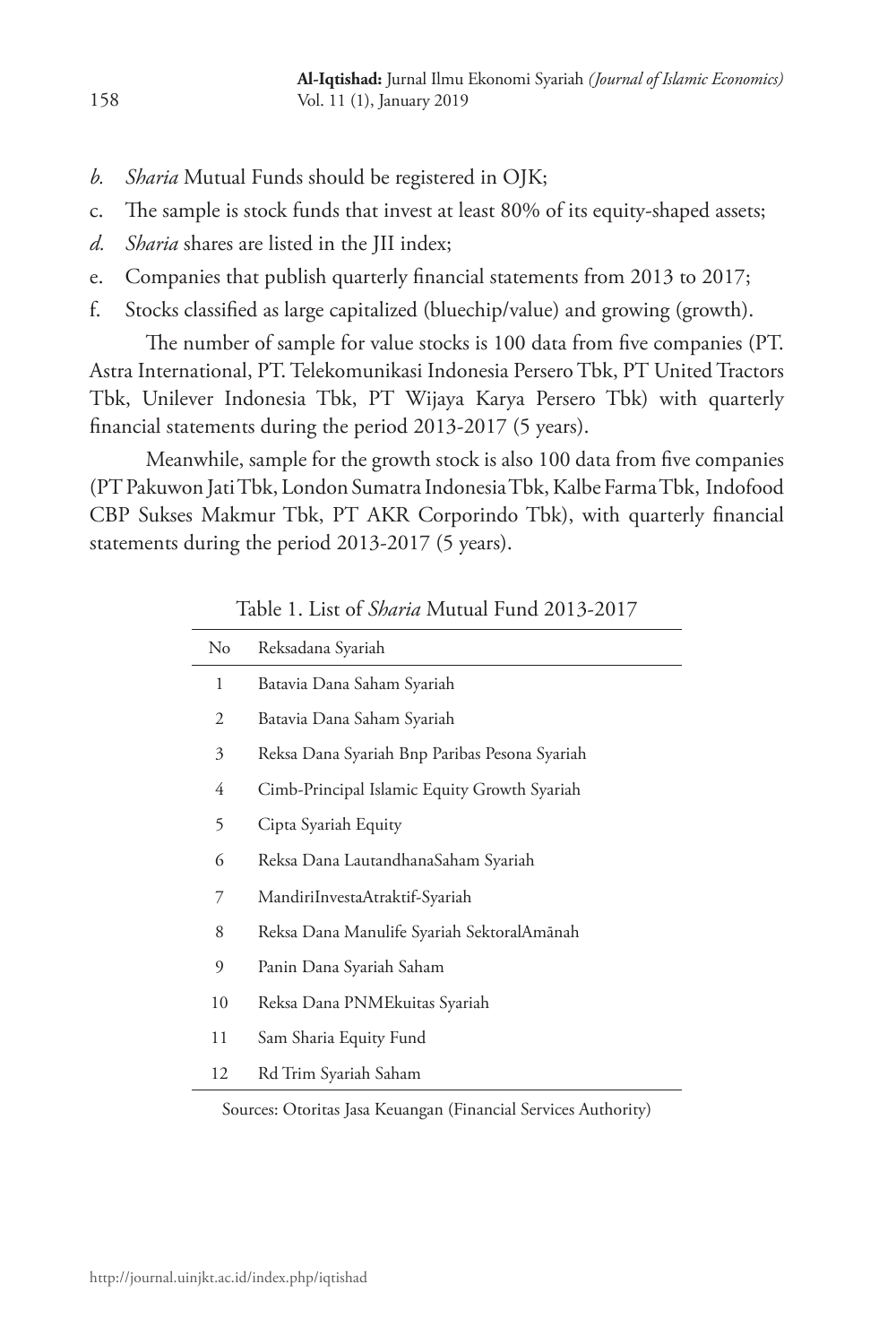*b.* *Sharia* Mutual Funds should be registered in OJK;

c. The sample is stock funds that invest at least 80% of its equity-shaped assets;

*d.* *Sharia* shares are listed in the JII index;

e. Companies that publish quarterly financial statements from 2013 to 2017;

f. Stocks classified as large capitalized (bluechip/value) and growing (growth).

The number of sample for value stocks is 100 data from five companies (PT. Astra International, PT. Telekomunikasi Indonesia Persero Tbk, PT United Tractors Tbk, Unilever Indonesia Tbk, PT Wijaya Karya Persero Tbk) with quarterly financial statements during the period 2013-2017 (5 years).

Meanwhile, sample for the growth stock is also 100 data from five companies (PT Pakuwon Jati Tbk, London Sumatra Indonesia Tbk, Kalbe Farma Tbk, Indofood CBP Sukses Makmur Tbk, PT AKR Corporindo Tbk), with quarterly financial statements during the period 2013-2017 (5 years).

Table 1. List of *Sharia* Mutual Fund 2013-2017

| No | Reksadana Syariah |
|---|---|
| 1 | Batavia Dana Saham Syariah |
| 2 | Batavia Dana Saham Syariah |
| 3 | Reksa Dana Syariah Bnp Paribas Pesona Syariah |
| 4 | Cimb-Principal Islamic Equity Growth Syariah |
| 5 | Cipta Syariah Equity |
| 6 | Reksa Dana LautandhanaSaham Syariah |
| 7 | MandiriInvestaAtraktif-Syariah |
| 8 | Reksa Dana Manulife Syariah SektoralAmānah |
| 9 | Panin Dana Syariah Saham |
| 10 | Reksa Dana PNMEkuitas Syariah |
| 11 | Sam Sharia Equity Fund |
| 12 | Rd Trim Syariah Saham |

Sources: Otoritas Jasa Keuangan (Financial Services Authority)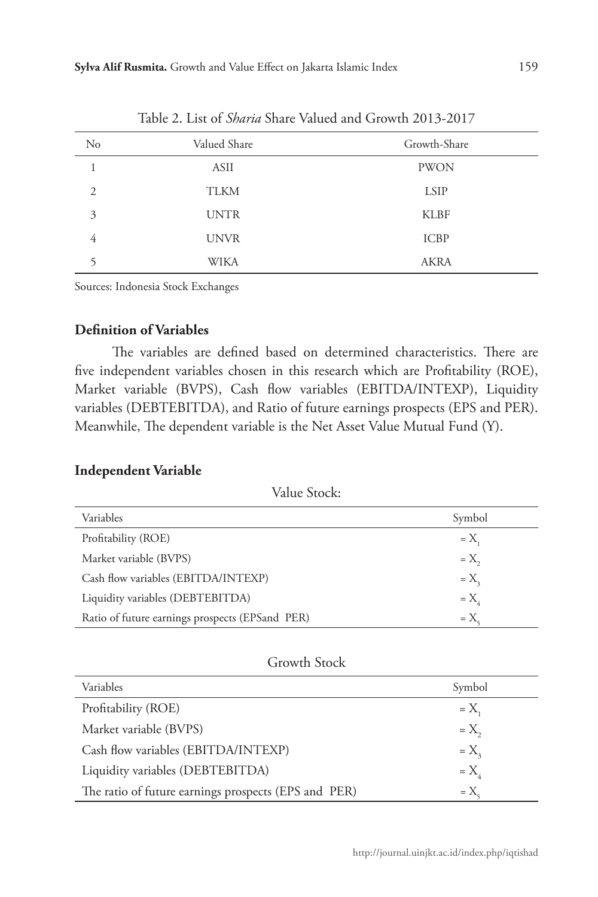Table 2. List of *Sharia* Share Valued and Growth 2013-2017

| No | Valued Share | Growth-Share |
|---|---|---|
| 1 | ASII | PWON |
| 2 | TLKM | LSIP |
| 3 | UNTR | KLBF |
| 4 | UNVR | ICBP |
| 5 | WIKA | AKRA |

Sources: Indonesia Stock Exchanges

## Definition of Variables

The variables are defined based on determined characteristics. There are five independent variables chosen in this research which are Profitability (ROE), Market variable (BVPS), Cash flow variables (EBITDA/INTEXP), Liquidity variables (DEBTEBITDA), and Ratio of future earnings prospects (EPS and PER). Meanwhile, The dependent variable is the Net Asset Value Mutual Fund (Y).

## Independent Variable

Value Stock:

| Variables | Symbol |
|---|---|
| Profitability (ROE) | $= X_1$ |
| Market variable (BVPS) | $= X_2$ |
| Cash flow variables (EBITDA/INTEXP) | $= X_3$ |
| Liquidity variables (DEBTEBITDA) | $= X_4$ |
| Ratio of future earnings prospects (EPSand PER) | $= X_5$ |

Growth Stock

| Variables | Symbol |
|---|---|
| Profitability (ROE) | $= X_1$ |
| Market variable (BVPS) | $= X_2$ |
| Cash flow variables (EBITDA/INTEXP) | $= X_3$ |
| Liquidity variables (DEBTEBITDA) | $= X_4$ |
| The ratio of future earnings prospects (EPS and PER) | $= X_5$ |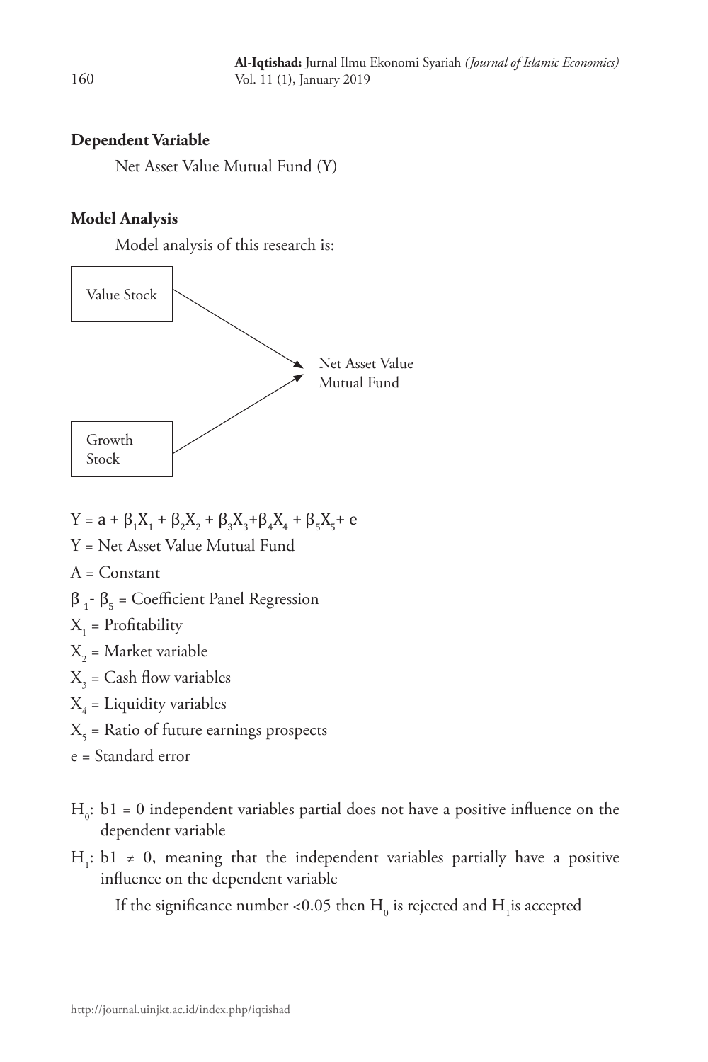**Dependent Variable**

Net Asset Value Mutual Fund (Y)

**Model Analysis**

Model analysis of this research is:

Value Stock → Net Asset Value Mutual Fund ← Growth Stock

$$Y = a + \beta_1 X_1 + \beta_2 X_2 + \beta_3 X_3 + \beta_4 X_4 + \beta_5 X_5 + e$$

Y = Net Asset Value Mutual Fund

A = Constant

$\beta_1$ - $\beta_5$ = Coefficient Panel Regression

$X_1$ = Profitability

$X_2$ = Market variable

$X_3$ = Cash flow variables

$X_4$ = Liquidity variables

$X_5$ = Ratio of future earnings prospects

e = Standard error

$H_0$: b1 = 0 independent variables partial does not have a positive influence on the dependent variable

$H_1$: b1 ≠ 0, meaning that the independent variables partially have a positive influence on the dependent variable

If the significance number <0.05 then $H_0$ is rejected and $H_1$ is accepted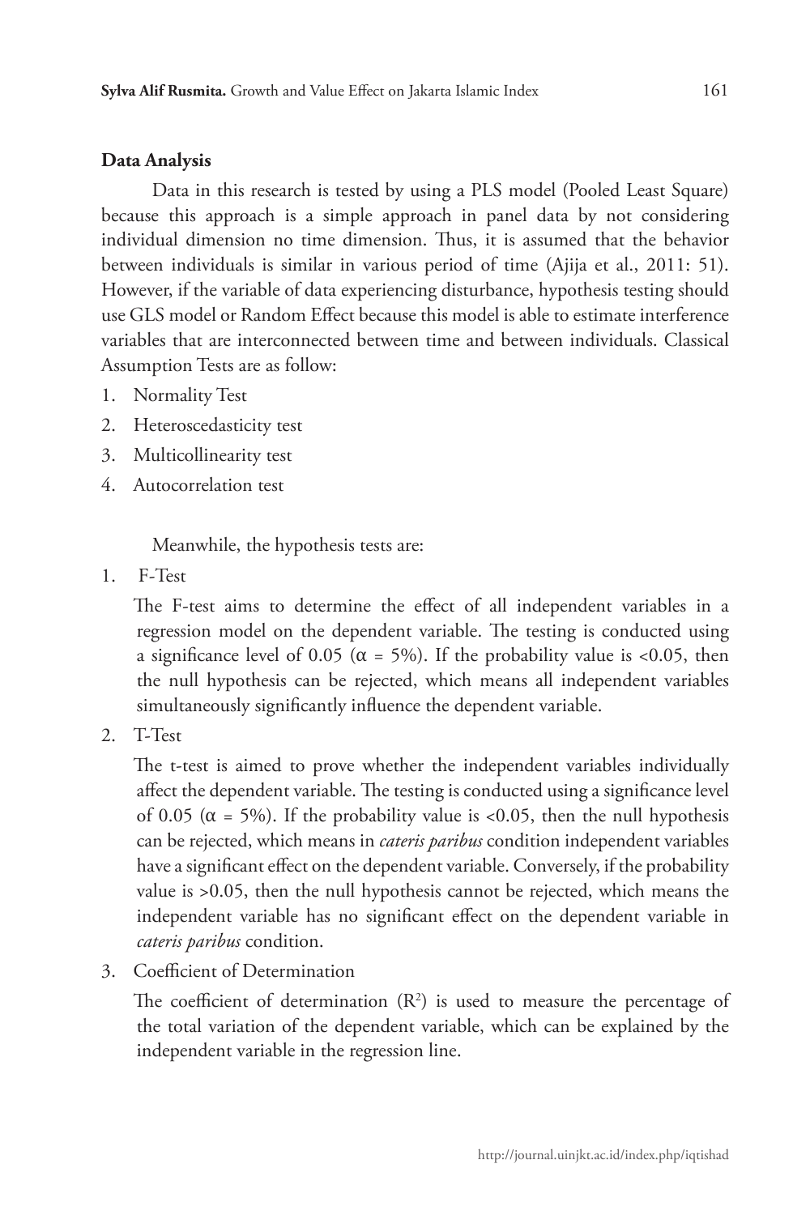**Data Analysis**

Data in this research is tested by using a PLS model (Pooled Least Square) because this approach is a simple approach in panel data by not considering individual dimension no time dimension. Thus, it is assumed that the behavior between individuals is similar in various period of time (Ajija et al., 2011: 51). However, if the variable of data experiencing disturbance, hypothesis testing should use GLS model or Random Effect because this model is able to estimate interference variables that are interconnected between time and between individuals. Classical Assumption Tests are as follow:

1. Normality Test
2. Heteroscedasticity test
3. Multicollinearity test
4. Autocorrelation test

Meanwhile, the hypothesis tests are:

1. F-Test

   The F-test aims to determine the effect of all independent variables in a regression model on the dependent variable. The testing is conducted using a significance level of 0.05 ($\alpha$ = 5%). If the probability value is <0.05, then the null hypothesis can be rejected, which means all independent variables simultaneously significantly influence the dependent variable.

2. T-Test

   The t-test is aimed to prove whether the independent variables individually affect the dependent variable. The testing is conducted using a significance level of 0.05 ($\alpha$ = 5%). If the probability value is <0.05, then the null hypothesis can be rejected, which means in *cateris paribus* condition independent variables have a significant effect on the dependent variable. Conversely, if the probability value is >0.05, then the null hypothesis cannot be rejected, which means the independent variable has no significant effect on the dependent variable in *cateris paribus* condition.

3. Coefficient of Determination

   The coefficient of determination ($R^2$) is used to measure the percentage of the total variation of the dependent variable, which can be explained by the independent variable in the regression line.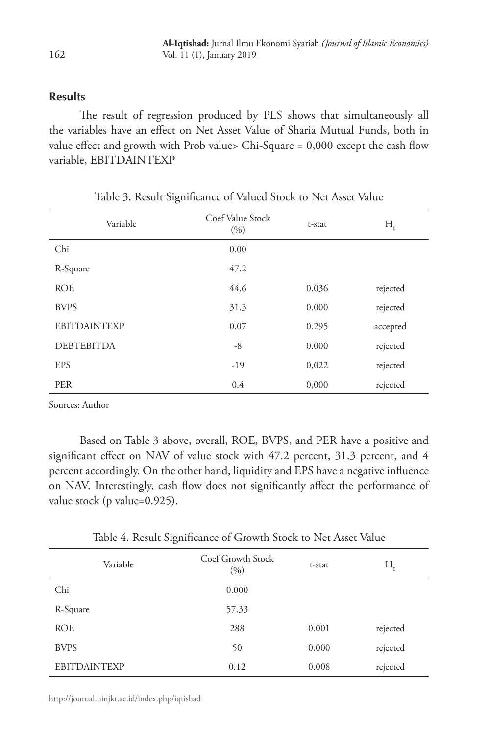## Results

The result of regression produced by PLS shows that simultaneously all the variables have an effect on Net Asset Value of Sharia Mutual Funds, both in value effect and growth with Prob value> Chi-Square = 0,000 except the cash flow variable, EBITDAINTEXP

Table 3. Result Significance of Valued Stock to Net Asset Value

| Variable | Coef Value Stock (%) | t-stat | $H_0$ |
|---|---|---|---|
| Chi | 0.00 | | |
| R-Square | 47.2 | | |
| ROE | 44.6 | 0.036 | rejected |
| BVPS | 31.3 | 0.000 | rejected |
| EBITDAINTEXP | 0.07 | 0.295 | accepted |
| DEBTEBITDA | -8 | 0.000 | rejected |
| EPS | -19 | 0,022 | rejected |
| PER | 0.4 | 0,000 | rejected |

Sources: Author

Based on Table 3 above, overall, ROE, BVPS, and PER have a positive and significant effect on NAV of value stock with 47.2 percent, 31.3 percent, and 4 percent accordingly. On the other hand, liquidity and EPS have a negative influence on NAV. Interestingly, cash flow does not significantly affect the performance of value stock (p value=0.925).

Table 4. Result Significance of Growth Stock to Net Asset Value

| Variable | Coef Growth Stock (%) | t-stat | $H_0$ |
|---|---|---|---|
| Chi | 0.000 | | |
| R-Square | 57.33 | | |
| ROE | 288 | 0.001 | rejected |
| BVPS | 50 | 0.000 | rejected |
| EBITDAINTEXP | 0.12 | 0.008 | rejected |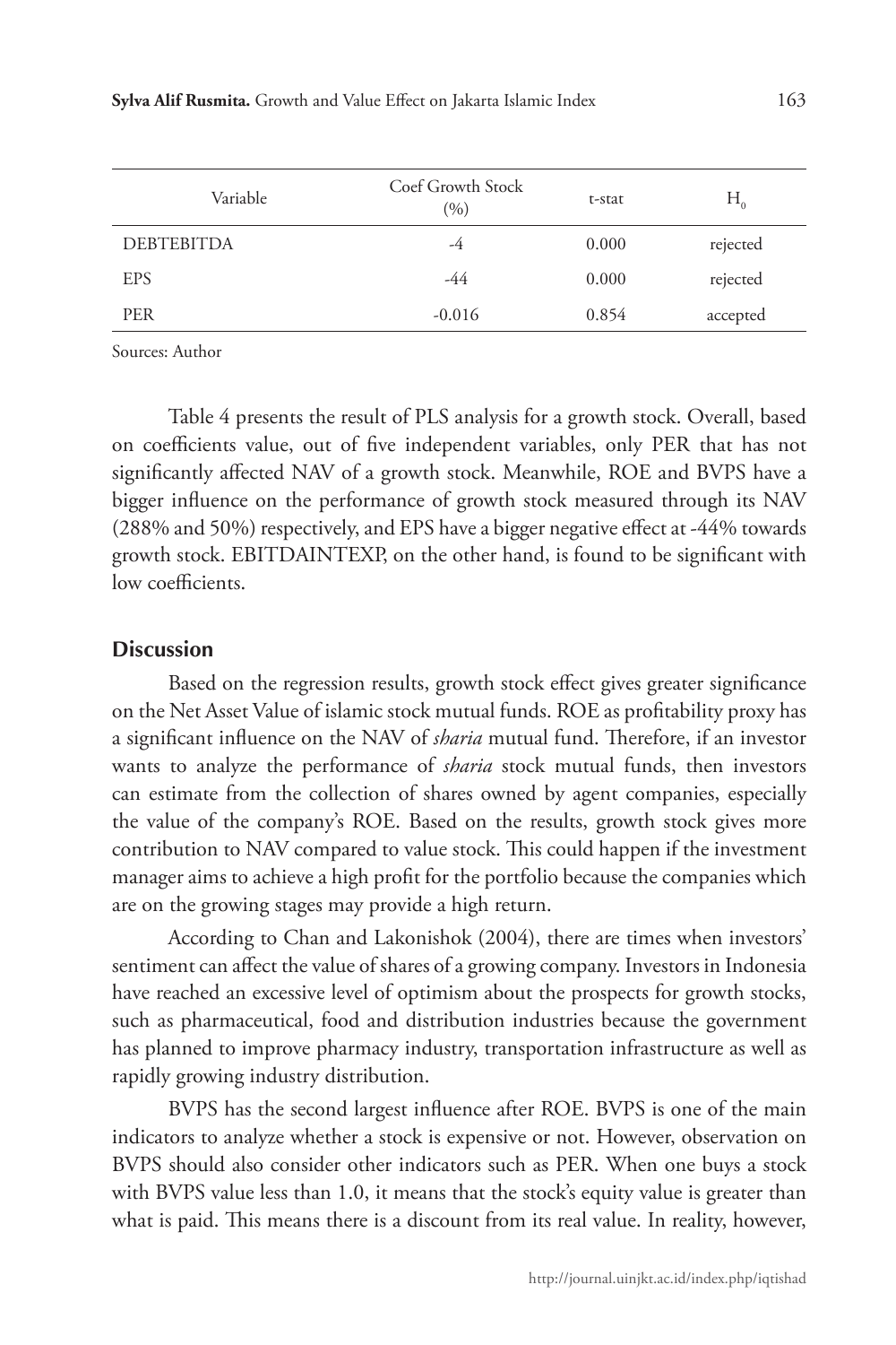| Variable | Coef Growth Stock (%) | t-stat | $H_0$ |
|---|---|---|---|
| DEBTEBITDA | -4 | 0.000 | rejected |
| EPS | -44 | 0.000 | rejected |
| PER | -0.016 | 0.854 | accepted |

Sources: Author

Table 4 presents the result of PLS analysis for a growth stock. Overall, based on coefficients value, out of five independent variables, only PER that has not significantly affected NAV of a growth stock. Meanwhile, ROE and BVPS have a bigger influence on the performance of growth stock measured through its NAV (288% and 50%) respectively, and EPS have a bigger negative effect at -44% towards growth stock. EBITDAINTEXP, on the other hand, is found to be significant with low coefficients.

## Discussion

Based on the regression results, growth stock effect gives greater significance on the Net Asset Value of islamic stock mutual funds. ROE as profitability proxy has a significant influence on the NAV of *sharia* mutual fund. Therefore, if an investor wants to analyze the performance of *sharia* stock mutual funds, then investors can estimate from the collection of shares owned by agent companies, especially the value of the company's ROE. Based on the results, growth stock gives more contribution to NAV compared to value stock. This could happen if the investment manager aims to achieve a high profit for the portfolio because the companies which are on the growing stages may provide a high return.

According to Chan and Lakonishok (2004), there are times when investors' sentiment can affect the value of shares of a growing company. Investors in Indonesia have reached an excessive level of optimism about the prospects for growth stocks, such as pharmaceutical, food and distribution industries because the government has planned to improve pharmacy industry, transportation infrastructure as well as rapidly growing industry distribution.

BVPS has the second largest influence after ROE. BVPS is one of the main indicators to analyze whether a stock is expensive or not. However, observation on BVPS should also consider other indicators such as PER. When one buys a stock with BVPS value less than 1.0, it means that the stock's equity value is greater than what is paid. This means there is a discount from its real value. In reality, however,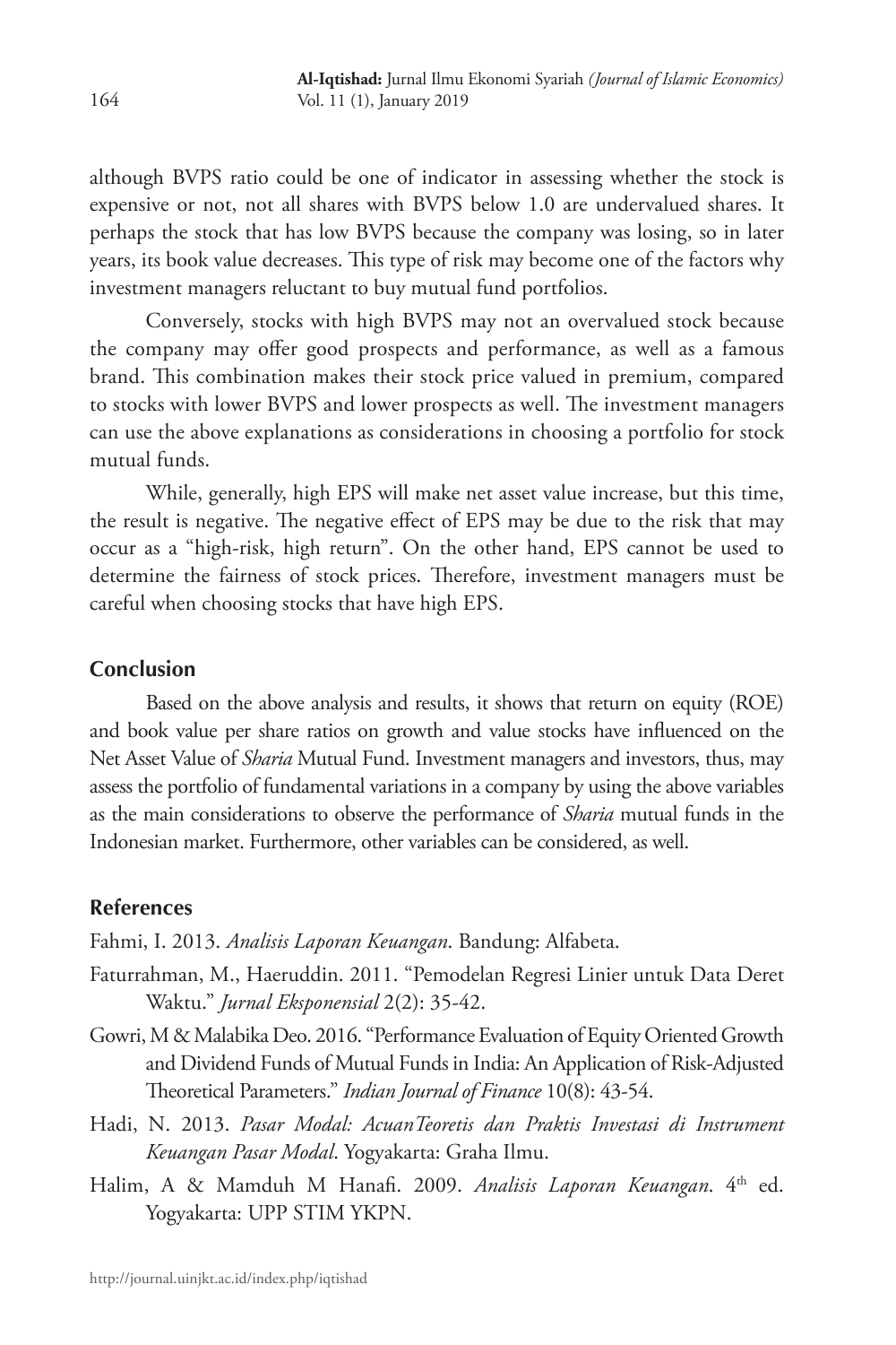although BVPS ratio could be one of indicator in assessing whether the stock is expensive or not, not all shares with BVPS below 1.0 are undervalued shares. It perhaps the stock that has low BVPS because the company was losing, so in later years, its book value decreases. This type of risk may become one of the factors why investment managers reluctant to buy mutual fund portfolios.

Conversely, stocks with high BVPS may not an overvalued stock because the company may offer good prospects and performance, as well as a famous brand. This combination makes their stock price valued in premium, compared to stocks with lower BVPS and lower prospects as well. The investment managers can use the above explanations as considerations in choosing a portfolio for stock mutual funds.

While, generally, high EPS will make net asset value increase, but this time, the result is negative. The negative effect of EPS may be due to the risk that may occur as a "high-risk, high return". On the other hand, EPS cannot be used to determine the fairness of stock prices. Therefore, investment managers must be careful when choosing stocks that have high EPS.

## Conclusion

Based on the above analysis and results, it shows that return on equity (ROE) and book value per share ratios on growth and value stocks have influenced on the Net Asset Value of *Sharia* Mutual Fund. Investment managers and investors, thus, may assess the portfolio of fundamental variations in a company by using the above variables as the main considerations to observe the performance of *Sharia* mutual funds in the Indonesian market. Furthermore, other variables can be considered, as well.

## References

Fahmi, I. 2013. *Analisis Laporan Keuangan*. Bandung: Alfabeta.

Faturrahman, M., Haeruddin. 2011. "Pemodelan Regresi Linier untuk Data Deret Waktu." *Jurnal Eksponensial* 2(2): 35-42.

Gowri, M & Malabika Deo. 2016. "Performance Evaluation of Equity Oriented Growth and Dividend Funds of Mutual Funds in India: An Application of Risk-Adjusted Theoretical Parameters." *Indian Journal of Finance* 10(8): 43-54.

Hadi, N. 2013. *Pasar Modal: AcuanTeoretis dan Praktis Investasi di Instrument Keuangan Pasar Modal*. Yogyakarta: Graha Ilmu.

Halim, A & Mamduh M Hanafi. 2009. *Analisis Laporan Keuangan*. 4th ed. Yogyakarta: UPP STIM YKPN.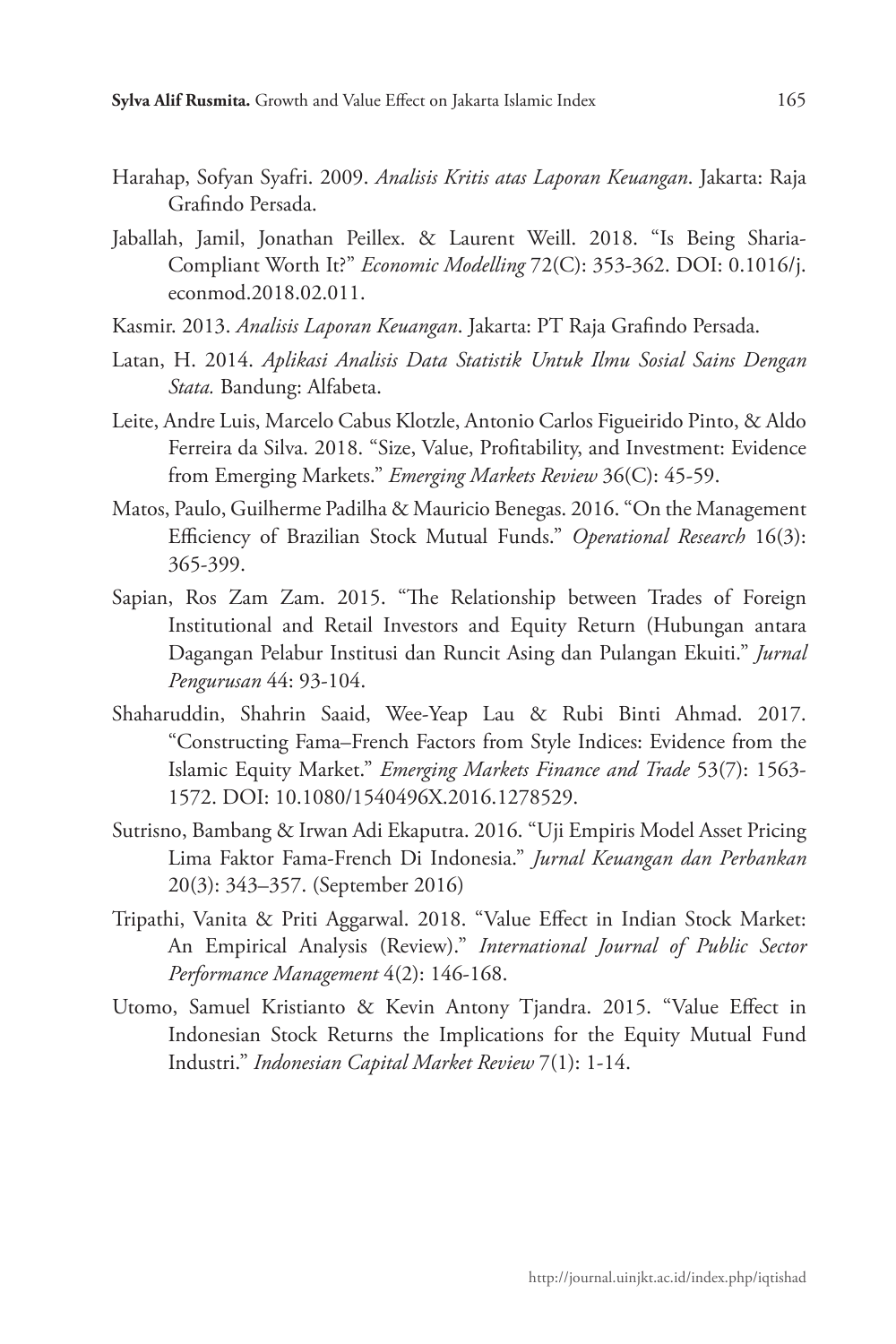Harahap, Sofyan Syafri. 2009. *Analisis Kritis atas Laporan Keuangan*. Jakarta: Raja Grafindo Persada.

Jaballah, Jamil, Jonathan Peillex. & Laurent Weill. 2018. "Is Being Sharia-Compliant Worth It?" *Economic Modelling* 72(C): 353-362. DOI: 0.1016/j.econmod.2018.02.011.

Kasmir. 2013. *Analisis Laporan Keuangan*. Jakarta: PT Raja Grafindo Persada.

Latan, H. 2014. *Aplikasi Analisis Data Statistik Untuk Ilmu Sosial Sains Dengan Stata.* Bandung: Alfabeta.

Leite, Andre Luis, Marcelo Cabus Klotzle, Antonio Carlos Figueirido Pinto, & Aldo Ferreira da Silva. 2018. "Size, Value, Profitability, and Investment: Evidence from Emerging Markets." *Emerging Markets Review* 36(C): 45-59.

Matos, Paulo, Guilherme Padilha & Mauricio Benegas. 2016. "On the Management Efficiency of Brazilian Stock Mutual Funds." *Operational Research* 16(3): 365-399.

Sapian, Ros Zam Zam. 2015. "The Relationship between Trades of Foreign Institutional and Retail Investors and Equity Return (Hubungan antara Dagangan Pelabur Institusi dan Runcit Asing dan Pulangan Ekuiti." *Jurnal Pengurusan* 44: 93-104.

Shaharuddin, Shahrin Saaid, Wee-Yeap Lau & Rubi Binti Ahmad. 2017. "Constructing Fama–French Factors from Style Indices: Evidence from the Islamic Equity Market." *Emerging Markets Finance and Trade* 53(7): 1563-1572. DOI: 10.1080/1540496X.2016.1278529.

Sutrisno, Bambang & Irwan Adi Ekaputra. 2016. "Uji Empiris Model Asset Pricing Lima Faktor Fama-French Di Indonesia." *Jurnal Keuangan dan Perbankan* 20(3): 343–357. (September 2016)

Tripathi, Vanita & Priti Aggarwal. 2018. "Value Effect in Indian Stock Market: An Empirical Analysis (Review)." *International Journal of Public Sector Performance Management* 4(2): 146-168.

Utomo, Samuel Kristianto & Kevin Antony Tjandra. 2015. "Value Effect in Indonesian Stock Returns the Implications for the Equity Mutual Fund Industri." *Indonesian Capital Market Review* 7(1): 1-14.